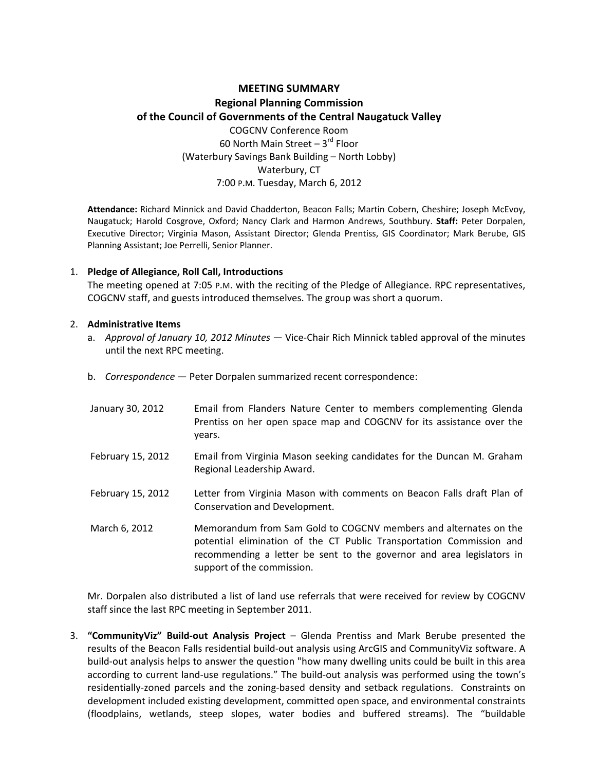# MEETING SUMMARY

## Regional Planning Commission
## of the Council of Governments of the Central Naugatuck Valley

COGCNV Conference Room
60 North Main Street – 3rd Floor
(Waterbury Savings Bank Building – North Lobby)
Waterbury, CT
7:00 P.M. Tuesday, March 6, 2012

**Attendance:** Richard Minnick and David Chadderton, Beacon Falls; Martin Cobern, Cheshire; Joseph McEvoy, Naugatuck; Harold Cosgrove, Oxford; Nancy Clark and Harmon Andrews, Southbury. **Staff:** Peter Dorpalen, Executive Director; Virginia Mason, Assistant Director; Glenda Prentiss, GIS Coordinator; Mark Berube, GIS Planning Assistant; Joe Perrelli, Senior Planner.

1. **Pledge of Allegiance, Roll Call, Introductions**
   The meeting opened at 7:05 P.M. with the reciting of the Pledge of Allegiance. RPC representatives, COGCNV staff, and guests introduced themselves. The group was short a quorum.

2. **Administrative Items**
   a. *Approval of January 10, 2012 Minutes* — Vice-Chair Rich Minnick tabled approval of the minutes until the next RPC meeting.

   b. *Correspondence* — Peter Dorpalen summarized recent correspondence:

| | |
|---|---|
| January 30, 2012 | Email from Flanders Nature Center to members complementing Glenda Prentiss on her open space map and COGCNV for its assistance over the years. |
| February 15, 2012 | Email from Virginia Mason seeking candidates for the Duncan M. Graham Regional Leadership Award. |
| February 15, 2012 | Letter from Virginia Mason with comments on Beacon Falls draft Plan of Conservation and Development. |
| March 6, 2012 | Memorandum from Sam Gold to COGCNV members and alternates on the potential elimination of the CT Public Transportation Commission and recommending a letter be sent to the governor and area legislators in support of the commission. |

   Mr. Dorpalen also distributed a list of land use referrals that were received for review by COGCNV staff since the last RPC meeting in September 2011.

3. **"CommunityViz" Build-out Analysis Project** – Glenda Prentiss and Mark Berube presented the results of the Beacon Falls residential build-out analysis using ArcGIS and CommunityViz software. A build-out analysis helps to answer the question "how many dwelling units could be built in this area according to current land-use regulations." The build-out analysis was performed using the town's residentially-zoned parcels and the zoning-based density and setback regulations. Constraints on development included existing development, committed open space, and environmental constraints (floodplains, wetlands, steep slopes, water bodies and buffered streams). The "buildable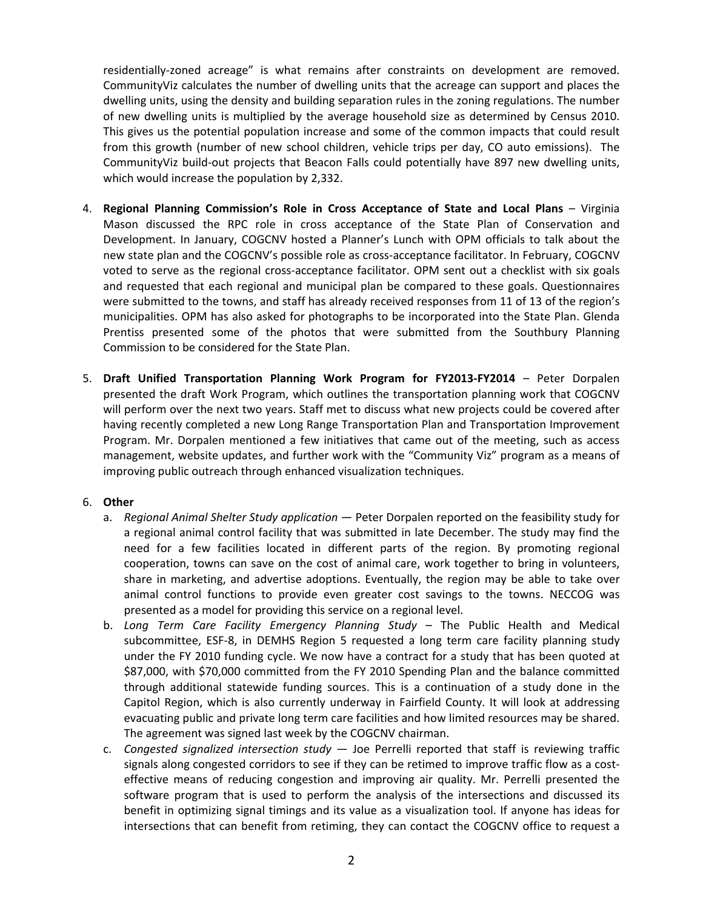residentially-zoned acreage" is what remains after constraints on development are removed. CommunityViz calculates the number of dwelling units that the acreage can support and places the dwelling units, using the density and building separation rules in the zoning regulations. The number of new dwelling units is multiplied by the average household size as determined by Census 2010. This gives us the potential population increase and some of the common impacts that could result from this growth (number of new school children, vehicle trips per day, CO auto emissions). The CommunityViz build-out projects that Beacon Falls could potentially have 897 new dwelling units, which would increase the population by 2,332.

4. **Regional Planning Commission's Role in Cross Acceptance of State and Local Plans** – Virginia Mason discussed the RPC role in cross acceptance of the State Plan of Conservation and Development. In January, COGCNV hosted a Planner's Lunch with OPM officials to talk about the new state plan and the COGCNV's possible role as cross-acceptance facilitator. In February, COGCNV voted to serve as the regional cross-acceptance facilitator. OPM sent out a checklist with six goals and requested that each regional and municipal plan be compared to these goals. Questionnaires were submitted to the towns, and staff has already received responses from 11 of 13 of the region's municipalities. OPM has also asked for photographs to be incorporated into the State Plan. Glenda Prentiss presented some of the photos that were submitted from the Southbury Planning Commission to be considered for the State Plan.

5. **Draft Unified Transportation Planning Work Program for FY2013-FY2014** – Peter Dorpalen presented the draft Work Program, which outlines the transportation planning work that COGCNV will perform over the next two years. Staff met to discuss what new projects could be covered after having recently completed a new Long Range Transportation Plan and Transportation Improvement Program. Mr. Dorpalen mentioned a few initiatives that came out of the meeting, such as access management, website updates, and further work with the "Community Viz" program as a means of improving public outreach through enhanced visualization techniques.

6. **Other**
   a. *Regional Animal Shelter Study application* — Peter Dorpalen reported on the feasibility study for a regional animal control facility that was submitted in late December. The study may find the need for a few facilities located in different parts of the region. By promoting regional cooperation, towns can save on the cost of animal care, work together to bring in volunteers, share in marketing, and advertise adoptions. Eventually, the region may be able to take over animal control functions to provide even greater cost savings to the towns. NECCOG was presented as a model for providing this service on a regional level.
   b. *Long Term Care Facility Emergency Planning Study* – The Public Health and Medical subcommittee, ESF-8, in DEMHS Region 5 requested a long term care facility planning study under the FY 2010 funding cycle. We now have a contract for a study that has been quoted at $87,000, with $70,000 committed from the FY 2010 Spending Plan and the balance committed through additional statewide funding sources. This is a continuation of a study done in the Capitol Region, which is also currently underway in Fairfield County. It will look at addressing evacuating public and private long term care facilities and how limited resources may be shared. The agreement was signed last week by the COGCNV chairman.
   c. *Congested signalized intersection study* — Joe Perrelli reported that staff is reviewing traffic signals along congested corridors to see if they can be retimed to improve traffic flow as a cost-effective means of reducing congestion and improving air quality. Mr. Perrelli presented the software program that is used to perform the analysis of the intersections and discussed its benefit in optimizing signal timings and its value as a visualization tool. If anyone has ideas for intersections that can benefit from retiming, they can contact the COGCNV office to request a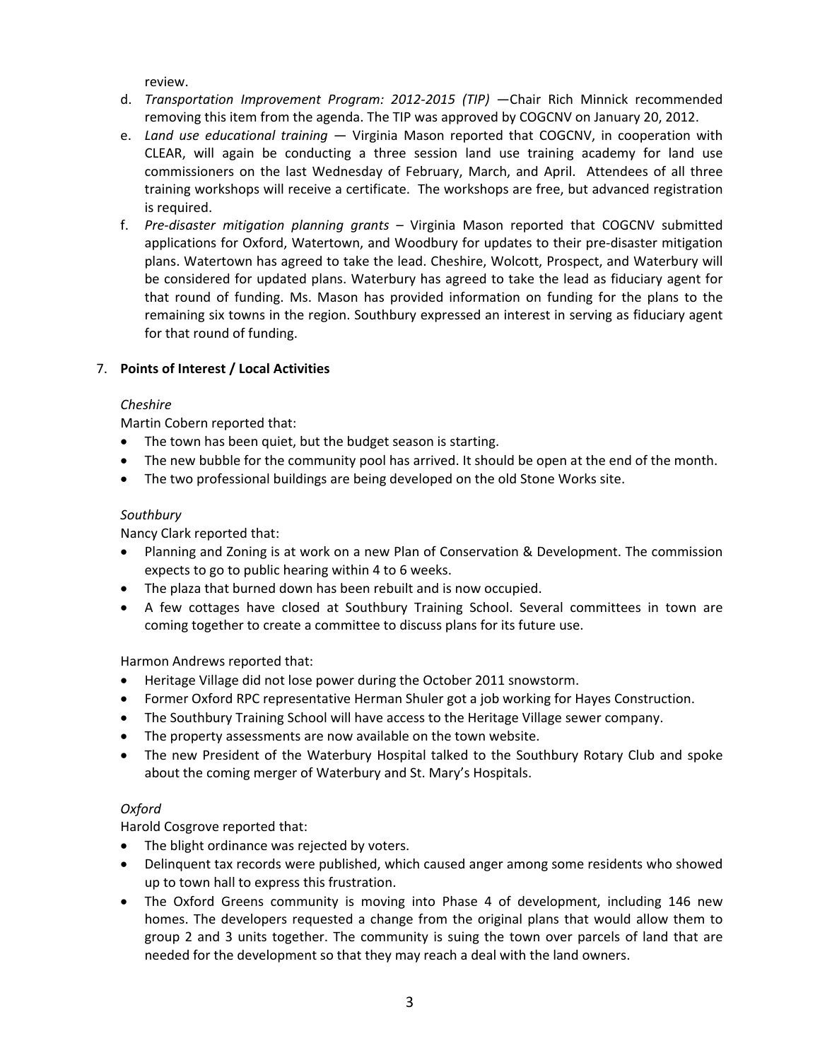review.

d. *Transportation Improvement Program: 2012-2015 (TIP)* —Chair Rich Minnick recommended removing this item from the agenda. The TIP was approved by COGCNV on January 20, 2012.
e. *Land use educational training* — Virginia Mason reported that COGCNV, in cooperation with CLEAR, will again be conducting a three session land use training academy for land use commissioners on the last Wednesday of February, March, and April. Attendees of all three training workshops will receive a certificate. The workshops are free, but advanced registration is required.
f. *Pre-disaster mitigation planning grants* – Virginia Mason reported that COGCNV submitted applications for Oxford, Watertown, and Woodbury for updates to their pre-disaster mitigation plans. Watertown has agreed to take the lead. Cheshire, Wolcott, Prospect, and Waterbury will be considered for updated plans. Waterbury has agreed to take the lead as fiduciary agent for that round of funding. Ms. Mason has provided information on funding for the plans to the remaining six towns in the region. Southbury expressed an interest in serving as fiduciary agent for that round of funding.

7. **Points of Interest / Local Activities**

*Cheshire*

Martin Cobern reported that:

- The town has been quiet, but the budget season is starting.
- The new bubble for the community pool has arrived. It should be open at the end of the month.
- The two professional buildings are being developed on the old Stone Works site.

*Southbury*

Nancy Clark reported that:

- Planning and Zoning is at work on a new Plan of Conservation & Development. The commission expects to go to public hearing within 4 to 6 weeks.
- The plaza that burned down has been rebuilt and is now occupied.
- A few cottages have closed at Southbury Training School. Several committees in town are coming together to create a committee to discuss plans for its future use.

Harmon Andrews reported that:

- Heritage Village did not lose power during the October 2011 snowstorm.
- Former Oxford RPC representative Herman Shuler got a job working for Hayes Construction.
- The Southbury Training School will have access to the Heritage Village sewer company.
- The property assessments are now available on the town website.
- The new President of the Waterbury Hospital talked to the Southbury Rotary Club and spoke about the coming merger of Waterbury and St. Mary's Hospitals.

*Oxford*

Harold Cosgrove reported that:

- The blight ordinance was rejected by voters.
- Delinquent tax records were published, which caused anger among some residents who showed up to town hall to express this frustration.
- The Oxford Greens community is moving into Phase 4 of development, including 146 new homes. The developers requested a change from the original plans that would allow them to group 2 and 3 units together. The community is suing the town over parcels of land that are needed for the development so that they may reach a deal with the land owners.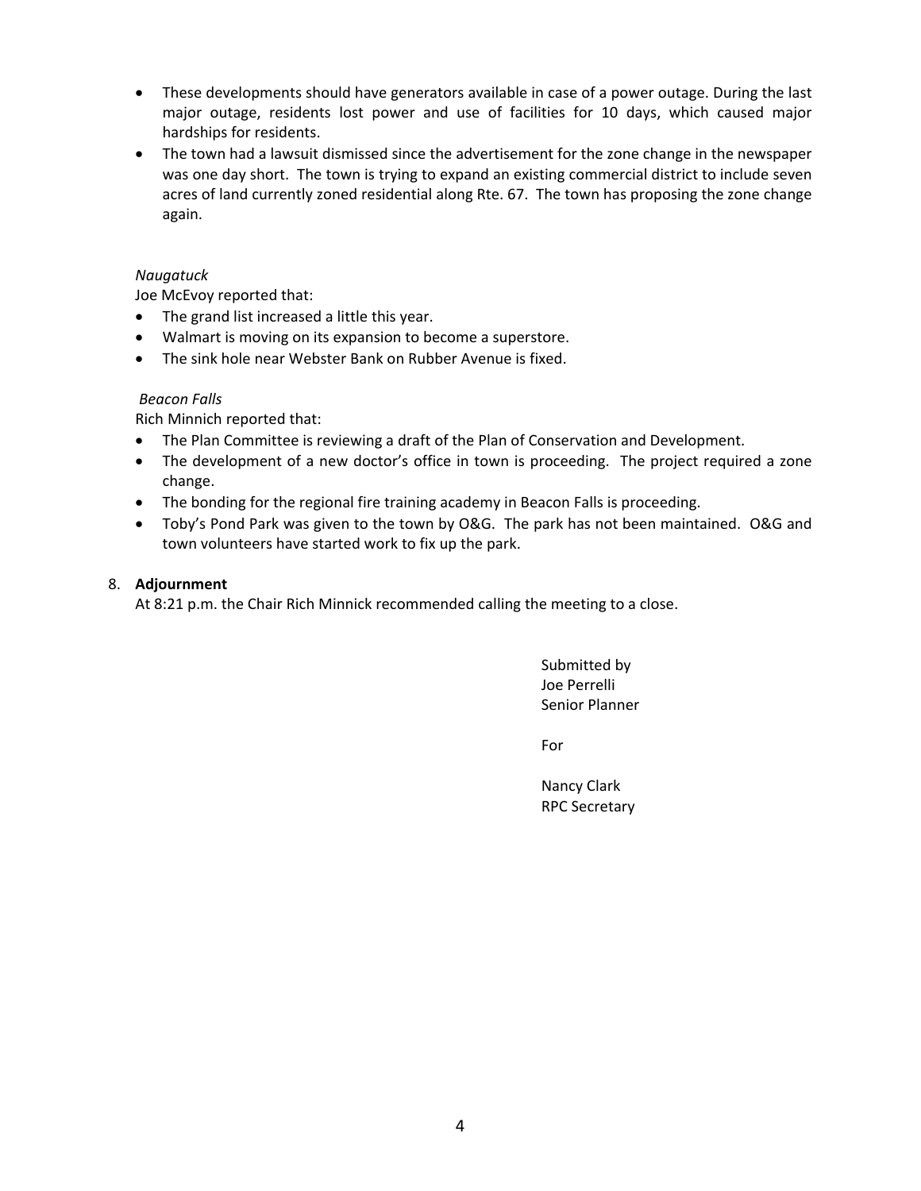- These developments should have generators available in case of a power outage. During the last major outage, residents lost power and use of facilities for 10 days, which caused major hardships for residents.
- The town had a lawsuit dismissed since the advertisement for the zone change in the newspaper was one day short. The town is trying to expand an existing commercial district to include seven acres of land currently zoned residential along Rte. 67. The town has proposing the zone change again.

*Naugatuck*

Joe McEvoy reported that:

- The grand list increased a little this year.
- Walmart is moving on its expansion to become a superstore.
- The sink hole near Webster Bank on Rubber Avenue is fixed.

*Beacon Falls*

Rich Minnich reported that:

- The Plan Committee is reviewing a draft of the Plan of Conservation and Development.
- The development of a new doctor's office in town is proceeding. The project required a zone change.
- The bonding for the regional fire training academy in Beacon Falls is proceeding.
- Toby's Pond Park was given to the town by O&G. The park has not been maintained. O&G and town volunteers have started work to fix up the park.

8. **Adjournment**

At 8:21 p.m. the Chair Rich Minnick recommended calling the meeting to a close.

Submitted by
Joe Perrelli
Senior Planner

For

Nancy Clark
RPC Secretary